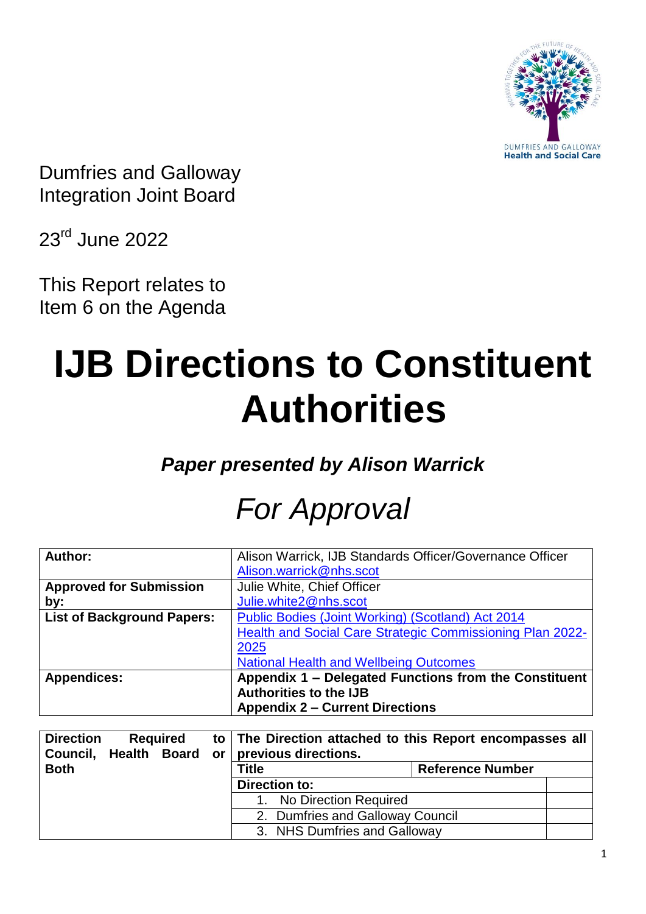Dumfries and Galloway Integration Joint Board

23rd June 2022

This Report relates to Item 6 on the Agenda

# IJB Directions to Constituent Authorities

***Paper presented by Alison Warrick***

## *For Approval*

| | |
|---|---|
| **Author:** | Alison Warrick, IJB Standards Officer/Governance Officer<br>Alison.warrick@nhs.scot |
| **Approved for Submission by:** | Julie White, Chief Officer<br>Julie.white2@nhs.scot |
| **List of Background Papers:** | Public Bodies (Joint Working) (Scotland) Act 2014<br>Health and Social Care Strategic Commissioning Plan 2022-2025<br>National Health and Wellbeing Outcomes |
| **Appendices:** | **Appendix 1 – Delegated Functions from the Constituent Authorities to the IJB**<br>**Appendix 2 – Current Directions** |

| | | |
|---|---|---|
| **Direction Required to Council, Health Board or Both** | **The Direction attached to this Report encompasses all previous directions.** | |
| | **Title** | **Reference Number** |
| | **Direction to:** | |
| | 1. No Direction Required | |
| | 2. Dumfries and Galloway Council | |
| | 3. NHS Dumfries and Galloway | |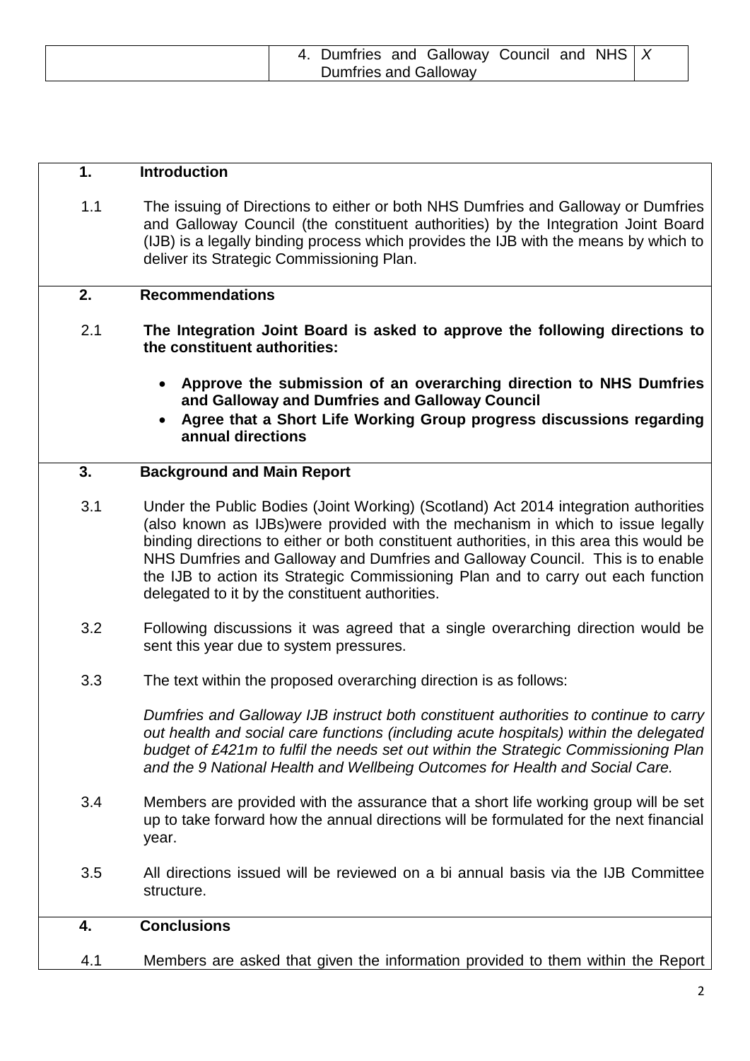| | 4. Dumfries and Galloway Council and NHS Dumfries and Galloway | X |
|---|---|---|

## 1. Introduction

1.1 The issuing of Directions to either or both NHS Dumfries and Galloway or Dumfries and Galloway Council (the constituent authorities) by the Integration Joint Board (IJB) is a legally binding process which provides the IJB with the means by which to deliver its Strategic Commissioning Plan.

## 2. Recommendations

2.1 **The Integration Joint Board is asked to approve the following directions to the constituent authorities:**

- **Approve the submission of an overarching direction to NHS Dumfries and Galloway and Dumfries and Galloway Council**
- **Agree that a Short Life Working Group progress discussions regarding annual directions**

## 3. Background and Main Report

3.1 Under the Public Bodies (Joint Working) (Scotland) Act 2014 integration authorities (also known as IJBs)were provided with the mechanism in which to issue legally binding directions to either or both constituent authorities, in this area this would be NHS Dumfries and Galloway and Dumfries and Galloway Council. This is to enable the IJB to action its Strategic Commissioning Plan and to carry out each function delegated to it by the constituent authorities.

3.2 Following discussions it was agreed that a single overarching direction would be sent this year due to system pressures.

3.3 The text within the proposed overarching direction is as follows:

*Dumfries and Galloway IJB instruct both constituent authorities to continue to carry out health and social care functions (including acute hospitals) within the delegated budget of £421m to fulfil the needs set out within the Strategic Commissioning Plan and the 9 National Health and Wellbeing Outcomes for Health and Social Care.*

3.4 Members are provided with the assurance that a short life working group will be set up to take forward how the annual directions will be formulated for the next financial year.

3.5 All directions issued will be reviewed on a bi annual basis via the IJB Committee structure.

## 4. Conclusions

4.1 Members are asked that given the information provided to them within the Report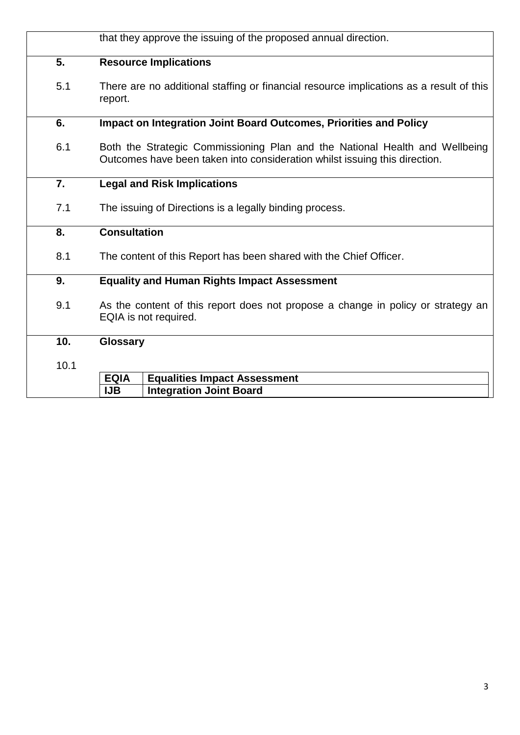that they approve the issuing of the proposed annual direction.

## 5. Resource Implications

5.1 There are no additional staffing or financial resource implications as a result of this report.

## 6. Impact on Integration Joint Board Outcomes, Priorities and Policy

6.1 Both the Strategic Commissioning Plan and the National Health and Wellbeing Outcomes have been taken into consideration whilst issuing this direction.

## 7. Legal and Risk Implications

7.1 The issuing of Directions is a legally binding process.

## 8. Consultation

8.1 The content of this Report has been shared with the Chief Officer.

## 9. Equality and Human Rights Impact Assessment

9.1 As the content of this report does not propose a change in policy or strategy an EQIA is not required.

## 10. Glossary

10.1

| **EQIA** | **Equalities Impact Assessment** |
|---|---|
| **IJB** | **Integration Joint Board** |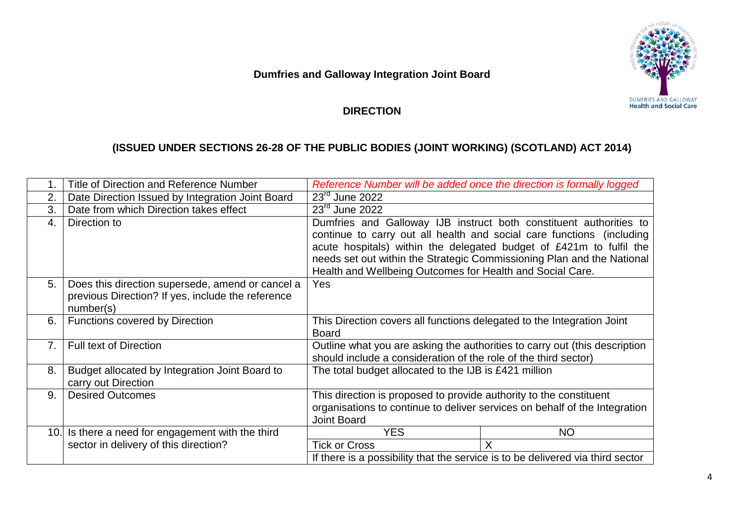**Dumfries and Galloway Integration Joint Board**

**DIRECTION**

**(ISSUED UNDER SECTIONS 26-28 OF THE PUBLIC BODIES (JOINT WORKING) (SCOTLAND) ACT 2014)**

| | | | |
|---|---|---|---|
| 1. | Title of Direction and Reference Number | *Reference Number will be added once the direction is formally logged* | |
| 2. | Date Direction Issued by Integration Joint Board | 23rd June 2022 | |
| 3. | Date from which Direction takes effect | 23rd June 2022 | |
| 4. | Direction to | Dumfries and Galloway IJB instruct both constituent authorities to continue to carry out all health and social care functions (including acute hospitals) within the delegated budget of £421m to fulfil the needs set out within the Strategic Commissioning Plan and the National Health and Wellbeing Outcomes for Health and Social Care. | |
| 5. | Does this direction supersede, amend or cancel a previous Direction? If yes, include the reference number(s) | Yes | |
| 6. | Functions covered by Direction | This Direction covers all functions delegated to the Integration Joint Board | |
| 7. | Full text of Direction | Outline what you are asking the authorities to carry out (this description should include a consideration of the role of the third sector) | |
| 8. | Budget allocated by Integration Joint Board to carry out Direction | The total budget allocated to the IJB is £421 million | |
| 9. | Desired Outcomes | This direction is proposed to provide authority to the constituent organisations to continue to deliver services on behalf of the Integration Joint Board | |
| 10. | Is there a need for engagement with the third sector in delivery of this direction? | YES | NO |
| | | Tick or Cross | X |
| | | If there is a possibility that the service is to be delivered via third sector | |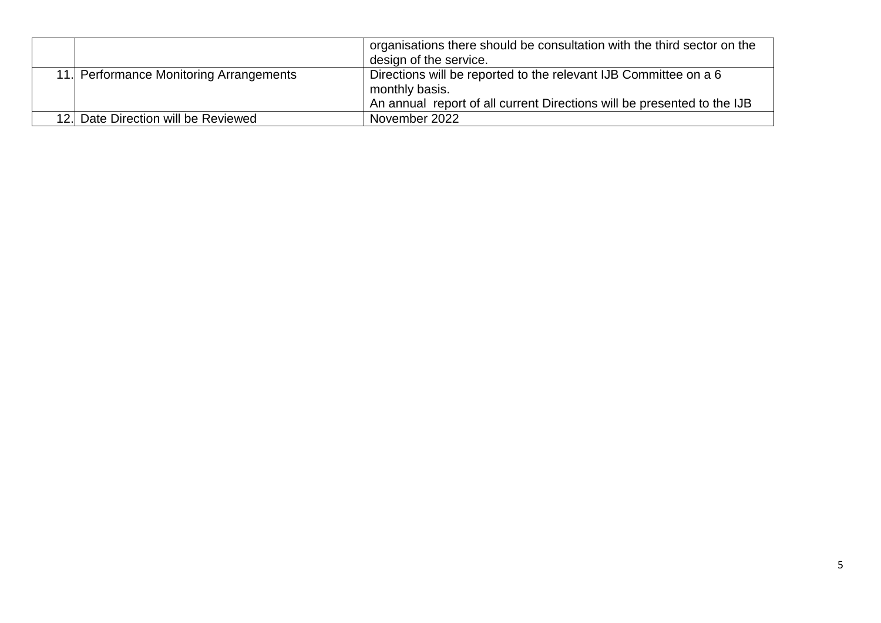| | | |
|---|---|---|
| | | organisations there should be consultation with the third sector on the design of the service. |
| 11. | Performance Monitoring Arrangements | Directions will be reported to the relevant IJB Committee on a 6 monthly basis.<br>An annual report of all current Directions will be presented to the IJB |
| 12. | Date Direction will be Reviewed | November 2022 |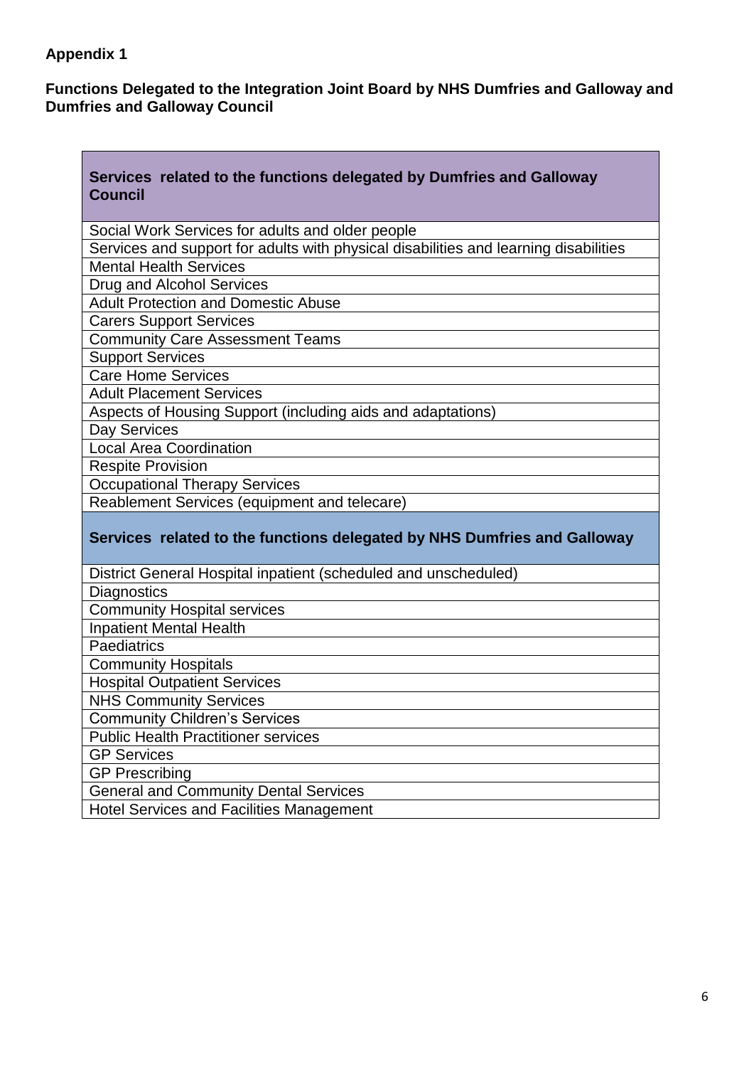**Appendix 1**

**Functions Delegated to the Integration Joint Board by NHS Dumfries and Galloway and Dumfries and Galloway Council**

| **Services related to the functions delegated by Dumfries and Galloway Council** |
|---|
| Social Work Services for adults and older people |
| Services and support for adults with physical disabilities and learning disabilities |
| Mental Health Services |
| Drug and Alcohol Services |
| Adult Protection and Domestic Abuse |
| Carers Support Services |
| Community Care Assessment Teams |
| Support Services |
| Care Home Services |
| Adult Placement Services |
| Aspects of Housing Support (including aids and adaptations) |
| Day Services |
| Local Area Coordination |
| Respite Provision |
| Occupational Therapy Services |
| Reablement Services (equipment and telecare) |
| **Services related to the functions delegated by NHS Dumfries and Galloway** |
| District General Hospital inpatient (scheduled and unscheduled) |
| Diagnostics |
| Community Hospital services |
| Inpatient Mental Health |
| Paediatrics |
| Community Hospitals |
| Hospital Outpatient Services |
| NHS Community Services |
| Community Children's Services |
| Public Health Practitioner services |
| GP Services |
| GP Prescribing |
| General and Community Dental Services |
| Hotel Services and Facilities Management |